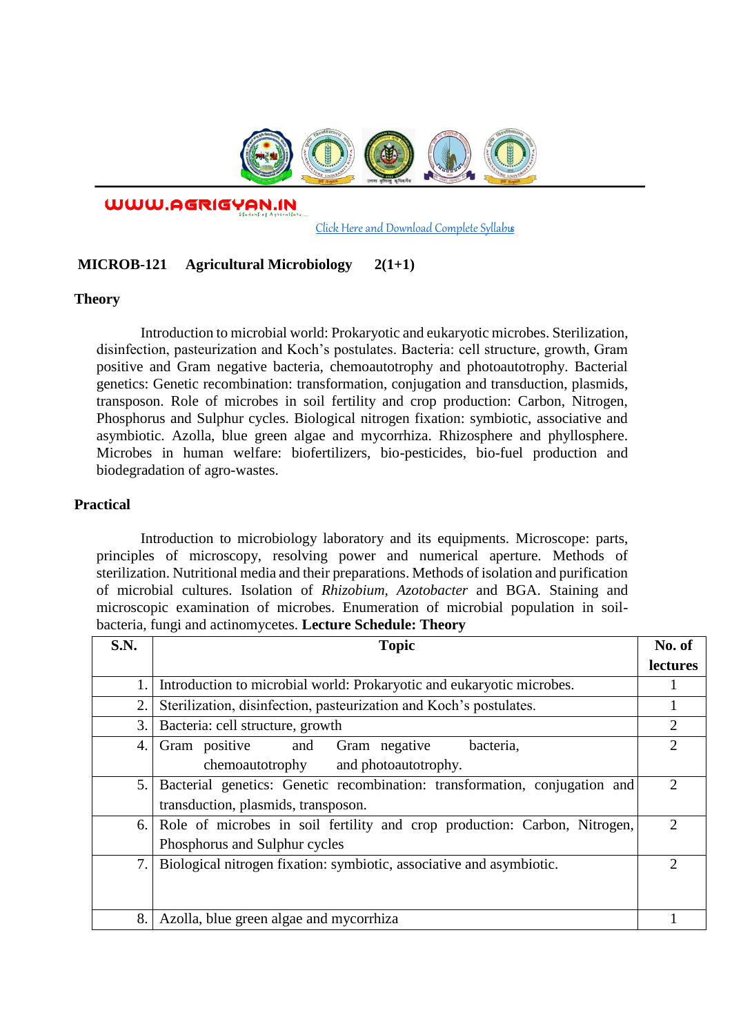WWW.AGRIGYAN.IN

Click Here and Download Complete Syllabus

**MICROB-121 Agricultural Microbiology 2(1+1)**

**Theory**

Introduction to microbial world: Prokaryotic and eukaryotic microbes. Sterilization, disinfection, pasteurization and Koch's postulates. Bacteria: cell structure, growth, Gram positive and Gram negative bacteria, chemoautotrophy and photoautotrophy. Bacterial genetics: Genetic recombination: transformation, conjugation and transduction, plasmids, transposon. Role of microbes in soil fertility and crop production: Carbon, Nitrogen, Phosphorus and Sulphur cycles. Biological nitrogen fixation: symbiotic, associative and asymbiotic. Azolla, blue green algae and mycorrhiza. Rhizosphere and phyllosphere. Microbes in human welfare: biofertilizers, bio-pesticides, bio-fuel production and biodegradation of agro-wastes.

**Practical**

Introduction to microbiology laboratory and its equipments. Microscope: parts, principles of microscopy, resolving power and numerical aperture. Methods of sterilization. Nutritional media and their preparations. Methods of isolation and purification of microbial cultures. Isolation of *Rhizobium*, *Azotobacter* and BGA. Staining and microscopic examination of microbes. Enumeration of microbial population in soil- bacteria, fungi and actinomycetes. **Lecture Schedule: Theory**

| S.N. | Topic | No. of lectures |
|---|---|---|
| 1. | Introduction to microbial world: Prokaryotic and eukaryotic microbes. | 1 |
| 2. | Sterilization, disinfection, pasteurization and Koch's postulates. | 1 |
| 3. | Bacteria: cell structure, growth | 2 |
| 4. | Gram positive and Gram negative bacteria, chemoautotrophy and photoautotrophy. | 2 |
| 5. | Bacterial genetics: Genetic recombination: transformation, conjugation and transduction, plasmids, transposon. | 2 |
| 6. | Role of microbes in soil fertility and crop production: Carbon, Nitrogen, Phosphorus and Sulphur cycles | 2 |
| 7. | Biological nitrogen fixation: symbiotic, associative and asymbiotic. | 2 |
| 8. | Azolla, blue green algae and mycorrhiza | 1 |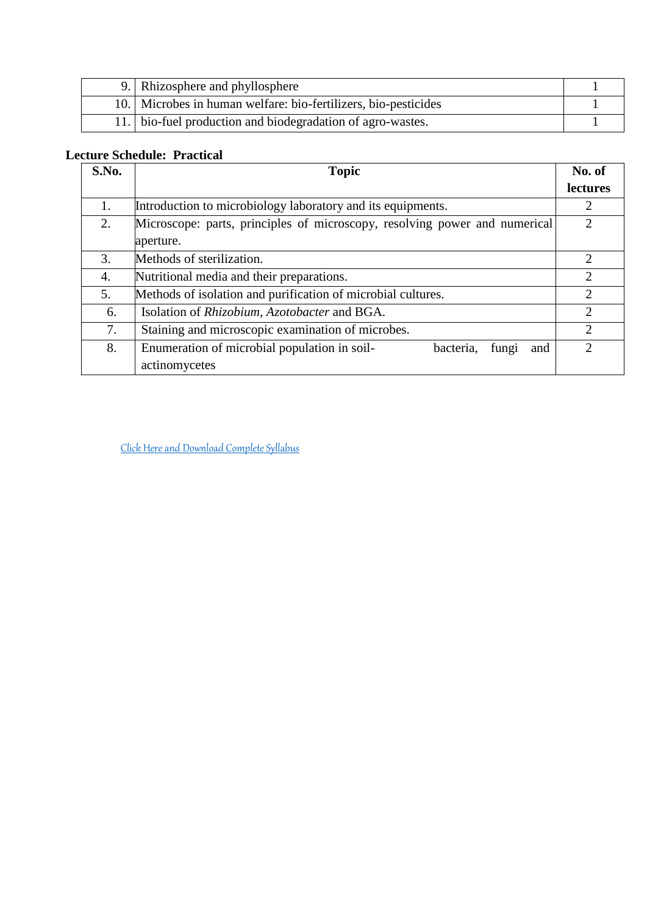| | | |
|---|---|---|
| 9. | Rhizosphere and phyllosphere | 1 |
| 10. | Microbes in human welfare: bio-fertilizers, bio-pesticides | 1 |
| 11. | bio-fuel production and biodegradation of agro-wastes. | 1 |

**Lecture Schedule: Practical**

| S.No. | Topic | No. of lectures |
|---|---|---|
| 1. | Introduction to microbiology laboratory and its equipments. | 2 |
| 2. | Microscope: parts, principles of microscopy, resolving power and numerical aperture. | 2 |
| 3. | Methods of sterilization. | 2 |
| 4. | Nutritional media and their preparations. | 2 |
| 5. | Methods of isolation and purification of microbial cultures. | 2 |
| 6. | Isolation of *Rhizobium, Azotobacter* and BGA. | 2 |
| 7. | Staining and microscopic examination of microbes. | 2 |
| 8. | Enumeration of microbial population in soil- bacteria, fungi and actinomycetes | 2 |

Click Here and Download Complete Syllabus